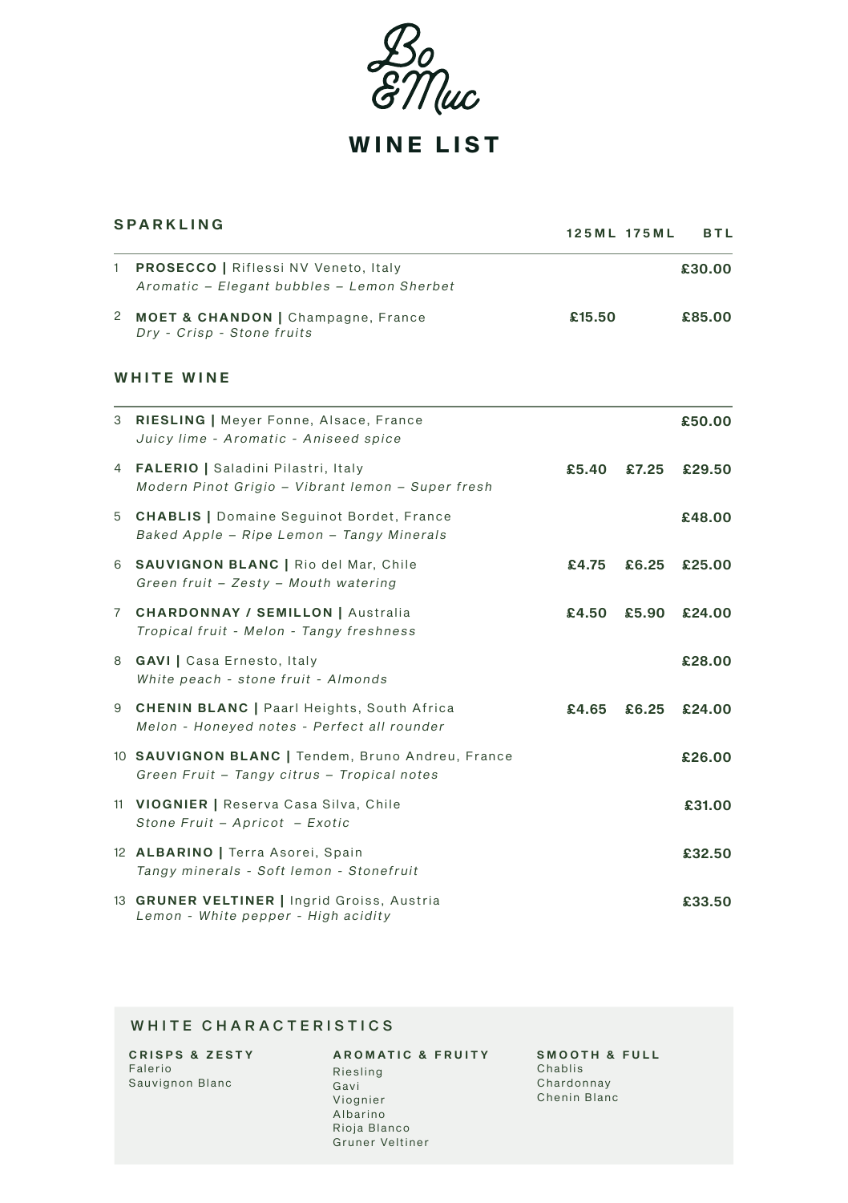# Bo & Muc

# WINE LIST

## SPARKLING

| # | Wine | 125ML | 175ML | BTL |
|---|---|---|---|---|
| 1 | **PROSECCO \|** Riflessi NV Veneto, Italy<br>*Aromatic – Elegant bubbles – Lemon Sherbet* | | | £30.00 |
| 2 | **MOET & CHANDON \|** Champagne, France<br>*Dry - Crisp - Stone fruits* | £15.50 | | £85.00 |

## WHITE WINE

| # | Wine | 125ML | 175ML | BTL |
|---|---|---|---|---|
| 3 | **RIESLING \|** Meyer Fonne, Alsace, France<br>*Juicy lime - Aromatic - Aniseed spice* | | | £50.00 |
| 4 | **FALERIO \|** Saladini Pilastri, Italy<br>*Modern Pinot Grigio – Vibrant lemon – Super fresh* | £5.40 | £7.25 | £29.50 |
| 5 | **CHABLIS \|** Domaine Seguinot Bordet, France<br>*Baked Apple – Ripe Lemon – Tangy Minerals* | | | £48.00 |
| 6 | **SAUVIGNON BLANC \|** Rio del Mar, Chile<br>*Green fruit – Zesty – Mouth watering* | £4.75 | £6.25 | £25.00 |
| 7 | **CHARDONNAY / SEMILLON \|** Australia<br>*Tropical fruit - Melon - Tangy freshness* | £4.50 | £5.90 | £24.00 |
| 8 | **GAVI \|** Casa Ernesto, Italy<br>*White peach - stone fruit - Almonds* | | | £28.00 |
| 9 | **CHENIN BLANC \|** Paarl Heights, South Africa<br>*Melon - Honeyed notes - Perfect all rounder* | £4.65 | £6.25 | £24.00 |
| 10 | **SAUVIGNON BLANC \|** Tendem, Bruno Andreu, France<br>*Green Fruit – Tangy citrus – Tropical notes* | | | £26.00 |
| 11 | **VIOGNIER \|** Reserva Casa Silva, Chile<br>*Stone Fruit – Apricot – Exotic* | | | £31.00 |
| 12 | **ALBARINO \|** Terra Asorei, Spain<br>*Tangy minerals - Soft lemon - Stonefruit* | | | £32.50 |
| 13 | **GRUNER VELTINER \|** Ingrid Groiss, Austria<br>*Lemon - White pepper - High acidity* | | | £33.50 |

### WHITE CHARACTERISTICS

**CRISPS & ZESTY**
- Falerio
- Sauvignon Blanc

**AROMATIC & FRUITY**
- Riesling
- Gavi
- Viognier
- Albarino
- Rioja Blanco
- Gruner Veltiner

**SMOOTH & FULL**
- Chablis
- Chardonnay
- Chenin Blanc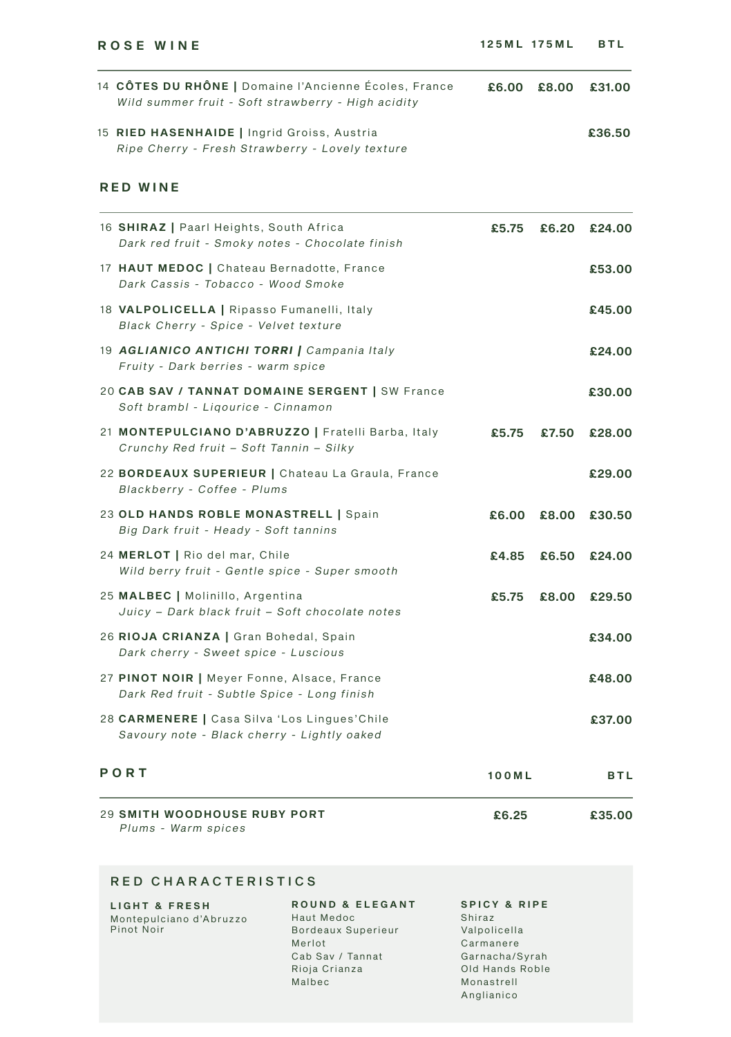## ROSE WINE

| | 125ML | 175ML | BTL |
|---|---|---|---|
| 14 **CÔTES DU RHÔNE \|** Domaine l'Ancienne Écoles, France<br>*Wild summer fruit - Soft strawberry - High acidity* | £6.00 | £8.00 | £31.00 |
| 15 **RIED HASENHAIDE \|** Ingrid Groiss, Austria<br>*Ripe Cherry - Fresh Strawberry - Lovely texture* | | | £36.50 |

## RED WINE

| | 125ML | 175ML | BTL |
|---|---|---|---|
| 16 **SHIRAZ \|** Paarl Heights, South Africa<br>*Dark red fruit - Smoky notes - Chocolate finish* | £5.75 | £6.20 | £24.00 |
| 17 **HAUT MEDOC \|** Chateau Bernadotte, France<br>*Dark Cassis - Tobacco - Wood Smoke* | | | £53.00 |
| 18 **VALPOLICELLA \|** Ripasso Fumanelli, Italy<br>*Black Cherry - Spice - Velvet texture* | | | £45.00 |
| 19 ***AGLIANICO ANTICHI TORRI \|*** *Campania Italy*<br>*Fruity - Dark berries - warm spice* | | | £24.00 |
| 20 **CAB SAV / TANNAT DOMAINE SERGENT \|** SW France<br>*Soft brambl - Liqourice - Cinnamon* | | | £30.00 |
| 21 **MONTEPULCIANO D'ABRUZZO \|** Fratelli Barba, Italy<br>*Crunchy Red fruit – Soft Tannin – Silky* | £5.75 | £7.50 | £28.00 |
| 22 **BORDEAUX SUPERIEUR \|** Chateau La Graula, France<br>*Blackberry - Coffee - Plums* | | | £29.00 |
| 23 **OLD HANDS ROBLE MONASTRELL \|** Spain<br>*Big Dark fruit - Heady - Soft tannins* | £6.00 | £8.00 | £30.50 |
| 24 **MERLOT \|** Rio del mar, Chile<br>*Wild berry fruit - Gentle spice - Super smooth* | £4.85 | £6.50 | £24.00 |
| 25 **MALBEC \|** Molinillo, Argentina<br>*Juicy – Dark black fruit – Soft chocolate notes* | £5.75 | £8.00 | £29.50 |
| 26 **RIOJA CRIANZA \|** Gran Bohedal, Spain<br>*Dark cherry - Sweet spice - Luscious* | | | £34.00 |
| 27 **PINOT NOIR \|** Meyer Fonne, Alsace, France<br>*Dark Red fruit - Subtle Spice - Long finish* | | | £48.00 |
| 28 **CARMENERE \|** Casa Silva 'Los Lingues'Chile<br>*Savoury note - Black cherry - Lightly oaked* | | | £37.00 |

## PORT

| | 100ML | BTL |
|---|---|---|
| 29 **SMITH WOODHOUSE RUBY PORT**<br>*Plums - Warm spices* | £6.25 | £35.00 |

## RED CHARACTERISTICS

**LIGHT & FRESH**
- Montepulciano d'Abruzzo
- Pinot Noir

**ROUND & ELEGANT**
- Haut Medoc
- Bordeaux Superieur
- Merlot
- Cab Sav / Tannat
- Rioja Crianza
- Malbec

**SPICY & RIPE**
- Shiraz
- Valpolicella
- Carmanere
- Garnacha/Syrah
- Old Hands Roble
- Monastrell
- Anglianico